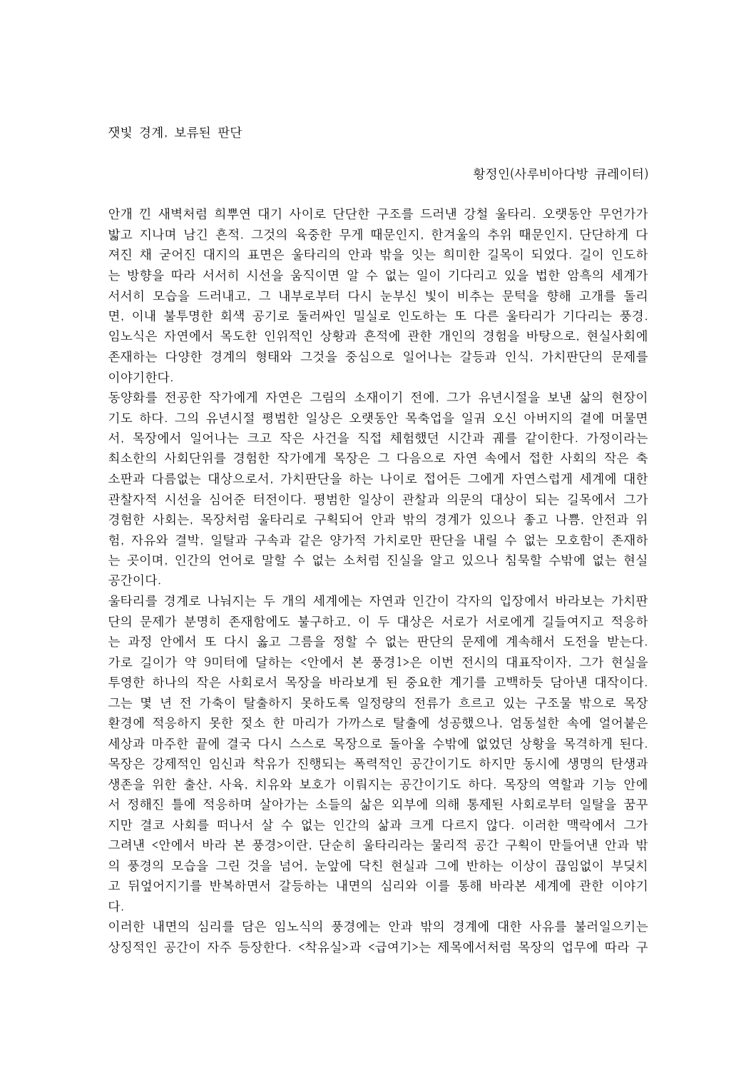# 잿빛 경계, 보류된 판단

황정인(사루비아다방 큐레이터)

안개 낀 새벽처럼 희뿌연 대기 사이로 단단한 구조를 드러낸 강철 울타리. 오랫동안 무언가가 밟고 지나며 남긴 흔적. 그것의 육중한 무게 때문인지, 한겨울의 추위 때문인지, 단단하게 다져진 채 굳어진 대지의 표면은 울타리의 안과 밖을 잇는 희미한 길목이 되었다. 길이 인도하는 방향을 따라 서서히 시선을 움직이면 알 수 없는 일이 기다리고 있을 법한 암흑의 세계가 서서히 모습을 드러내고, 그 내부로부터 다시 눈부신 빛이 비추는 문턱을 향해 고개를 돌리면, 이내 불투명한 회색 공기로 둘러싸인 밀실로 인도하는 또 다른 울타리가 기다리는 풍경. 임노식은 자연에서 목도한 인위적인 상황과 흔적에 관한 개인의 경험을 바탕으로, 현실사회에 존재하는 다양한 경계의 형태와 그것을 중심으로 일어나는 갈등과 인식, 가치판단의 문제를 이야기한다.

동양화를 전공한 작가에게 자연은 그림의 소재이기 전에, 그가 유년시절을 보낸 삶의 현장이기도 하다. 그의 유년시절 평범한 일상은 오랫동안 목축업을 일궈 오신 아버지의 곁에 머물면서, 목장에서 일어나는 크고 작은 사건을 직접 체험했던 시간과 궤를 같이한다. 가정이라는 최소한의 사회단위를 경험한 작가에게 목장은 그 다음으로 자연 속에서 접한 사회의 작은 축소판과 다름없는 대상으로서, 가치판단을 하는 나이로 접어든 그에게 자연스럽게 세계에 대한 관찰자적 시선을 심어준 터전이다. 평범한 일상이 관찰과 의문의 대상이 되는 길목에서 그가 경험한 사회는, 목장처럼 울타리로 구획되어 안과 밖의 경계가 있으나 좋고 나쁨, 안전과 위험, 자유와 결박, 일탈과 구속과 같은 양가적 가치로만 판단을 내릴 수 없는 모호함이 존재하는 곳이며, 인간의 언어로 말할 수 없는 소처럼 진실을 알고 있으나 침묵할 수밖에 없는 현실 공간이다.

울타리를 경계로 나눠지는 두 개의 세계에는 자연과 인간이 각자의 입장에서 바라보는 가치판단의 문제가 분명히 존재함에도 불구하고, 이 두 대상은 서로가 서로에게 길들여지고 적응하는 과정 안에서 또 다시 옳고 그름을 정할 수 없는 판단의 문제에 계속해서 도전을 받는다. 가로 길이가 약 9미터에 달하는 <안에서 본 풍경1>은 이번 전시의 대표작이자, 그가 현실을 투영한 하나의 작은 사회로서 목장을 바라보게 된 중요한 계기를 고백하듯 담아낸 대작이다. 그는 몇 년 전 가축이 탈출하지 못하도록 일정량의 전류가 흐르고 있는 구조물 밖으로 목장 환경에 적응하지 못한 젖소 한 마리가 가까스로 탈출에 성공했으나, 엄동설한 속에 얼어붙은 세상과 마주한 끝에 결국 다시 스스로 목장으로 돌아올 수밖에 없었던 상황을 목격하게 된다. 목장은 강제적인 임신과 착유가 진행되는 폭력적인 공간이기도 하지만 동시에 생명의 탄생과 생존을 위한 출산, 사육, 치유와 보호가 이뤄지는 공간이기도 하다. 목장의 역할과 기능 안에서 정해진 틀에 적응하며 살아가는 소들의 삶은 외부에 의해 통제된 사회로부터 일탈을 꿈꾸지만 결코 사회를 떠나서 살 수 없는 인간의 삶과 크게 다르지 않다. 이러한 맥락에서 그가 그려낸 <안에서 바라 본 풍경>이란, 단순히 울타리라는 물리적 공간 구획이 만들어낸 안과 밖의 풍경의 모습을 그린 것을 넘어, 눈앞에 닥친 현실과 그에 반하는 이상이 끊임없이 부딪치고 뒤엎어지기를 반복하면서 갈등하는 내면의 심리와 이를 통해 바라본 세계에 관한 이야기다.

이러한 내면의 심리를 담은 임노식의 풍경에는 안과 밖의 경계에 대한 사유를 불러일으키는 상징적인 공간이 자주 등장한다. <착유실>과 <급여기>는 제목에서처럼 목장의 업무에 따라 구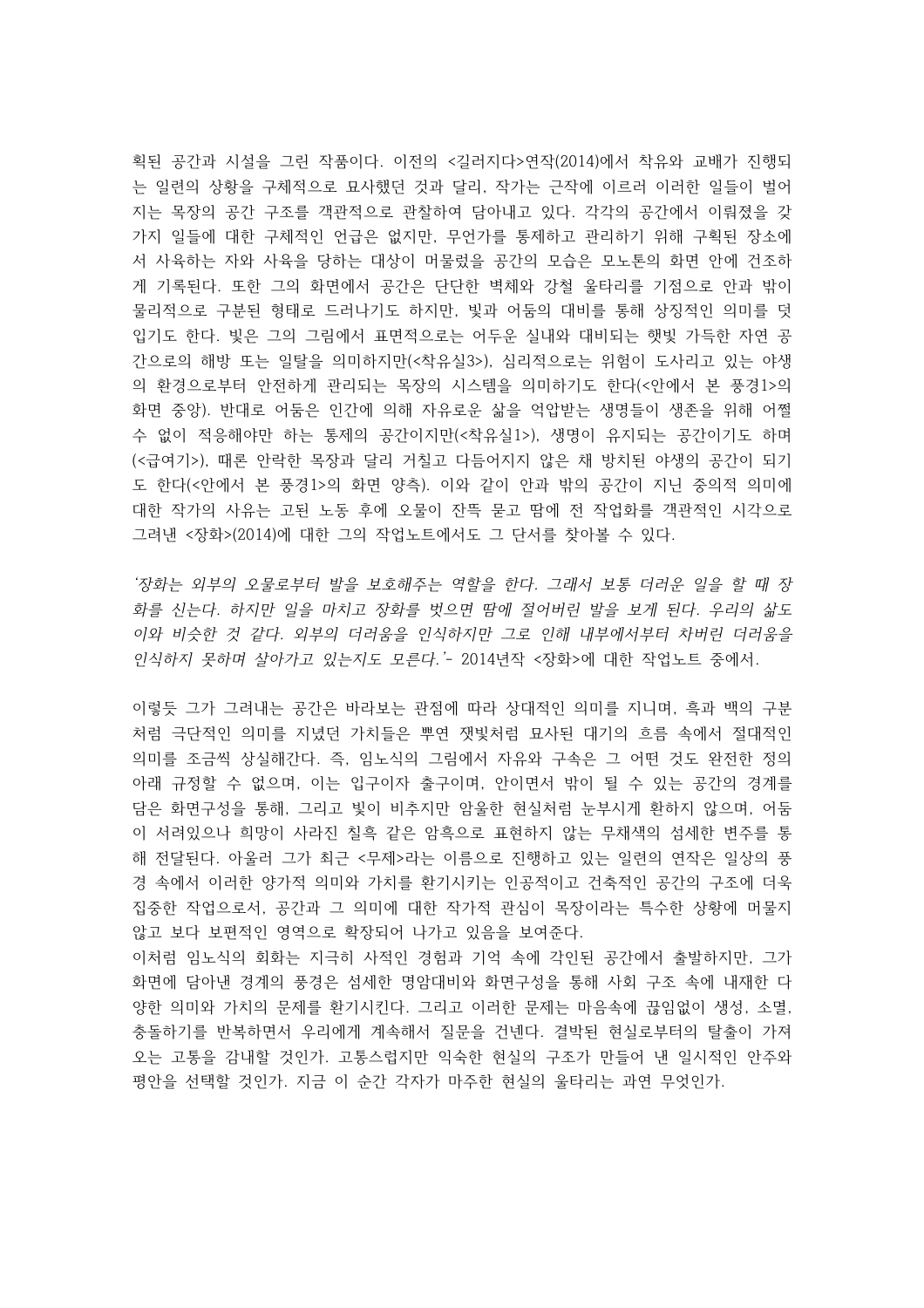획된 공간과 시설을 그린 작품이다. 이전의 <길러지다>연작(2014)에서 착유와 교배가 진행되는 일련의 상황을 구체적으로 묘사했던 것과 달리, 작가는 근작에 이르러 이러한 일들이 벌어지는 목장의 공간 구조를 객관적으로 관찰하여 담아내고 있다. 각각의 공간에서 이뤄졌을 갖가지 일들에 대한 구체적인 언급은 없지만, 무언가를 통제하고 관리하기 위해 구획된 장소에서 사육하는 자와 사육을 당하는 대상이 머물렀을 공간의 모습은 모노톤의 화면 안에 건조하게 기록된다. 또한 그의 화면에서 공간은 단단한 벽체와 강철 울타리를 기점으로 안과 밖이 물리적으로 구분된 형태로 드러나기도 하지만, 빛과 어둠의 대비를 통해 상징적인 의미를 덧입기도 한다. 빛은 그의 그림에서 표면적으로는 어두운 실내와 대비되는 햇빛 가득한 자연 공간으로의 해방 또는 일탈을 의미하지만(<착유실3>), 심리적으로는 위험이 도사리고 있는 야생의 환경으로부터 안전하게 관리되는 목장의 시스템을 의미하기도 한다(<안에서 본 풍경1>의 화면 중앙). 반대로 어둠은 인간에 의해 자유로운 삶을 억압받는 생명들이 생존을 위해 어쩔 수 없이 적응해야만 하는 통제의 공간이지만(<착유실1>), 생명이 유지되는 공간이기도 하며(<급여기>), 때론 안락한 목장과 달리 거칠고 다듬어지지 않은 채 방치된 야생의 공간이 되기도 한다(<안에서 본 풍경1>의 화면 양측). 이와 같이 안과 밖의 공간이 지닌 중의적 의미에 대한 작가의 사유는 고된 노동 후에 오물이 잔뜩 묻고 땀에 전 작업화를 객관적인 시각으로 그려낸 <장화>(2014)에 대한 그의 작업노트에서도 그 단서를 찾아볼 수 있다.

*'장화는 외부의 오물로부터 발을 보호해주는 역할을 한다. 그래서 보통 더러운 일을 할 때 장화를 신는다. 하지만 일을 마치고 장화를 벗으면 땀에 절어버린 발을 보게 된다. 우리의 삶도 이와 비슷한 것 같다. 외부의 더러움을 인식하지만 그로 인해 내부에서부터 차버린 더러움을 인식하지 못하며 살아가고 있는지도 모른다.'*- 2014년작 <장화>에 대한 작업노트 중에서.

이렇듯 그가 그려내는 공간은 바라보는 관점에 따라 상대적인 의미를 지니며, 흑과 백의 구분처럼 극단적인 의미를 지녔던 가치들은 뿌연 잿빛처럼 묘사된 대기의 흐름 속에서 절대적인 의미를 조금씩 상실해간다. 즉, 임노식의 그림에서 자유와 구속은 그 어떤 것도 완전한 정의 아래 규정할 수 없으며, 이는 입구이자 출구이며, 안이면서 밖이 될 수 있는 공간의 경계를 담은 화면구성을 통해, 그리고 빛이 비추지만 암울한 현실처럼 눈부시게 환하지 않으며, 어둠이 서려있으나 희망이 사라진 칠흑 같은 암흑으로 표현하지 않는 무채색의 섬세한 변주를 통해 전달된다. 아울러 그가 최근 <무제>라는 이름으로 진행하고 있는 일련의 연작은 일상의 풍경 속에서 이러한 양가적 의미와 가치를 환기시키는 인공적이고 건축적인 공간의 구조에 더욱 집중한 작업으로서, 공간과 그 의미에 대한 작가적 관심이 목장이라는 특수한 상황에 머물지 않고 보다 보편적인 영역으로 확장되어 나가고 있음을 보여준다.

이처럼 임노식의 회화는 지극히 사적인 경험과 기억 속에 각인된 공간에서 출발하지만, 그가 화면에 담아낸 경계의 풍경은 섬세한 명암대비와 화면구성을 통해 사회 구조 속에 내재한 다양한 의미와 가치의 문제를 환기시킨다. 그리고 이러한 문제는 마음속에 끊임없이 생성, 소멸, 충돌하기를 반복하면서 우리에게 계속해서 질문을 건넨다. 결박된 현실로부터의 탈출이 가져오는 고통을 감내할 것인가. 고통스럽지만 익숙한 현실의 구조가 만들어 낸 일시적인 안주와 평안을 선택할 것인가. 지금 이 순간 각자가 마주한 현실의 울타리는 과연 무엇인가.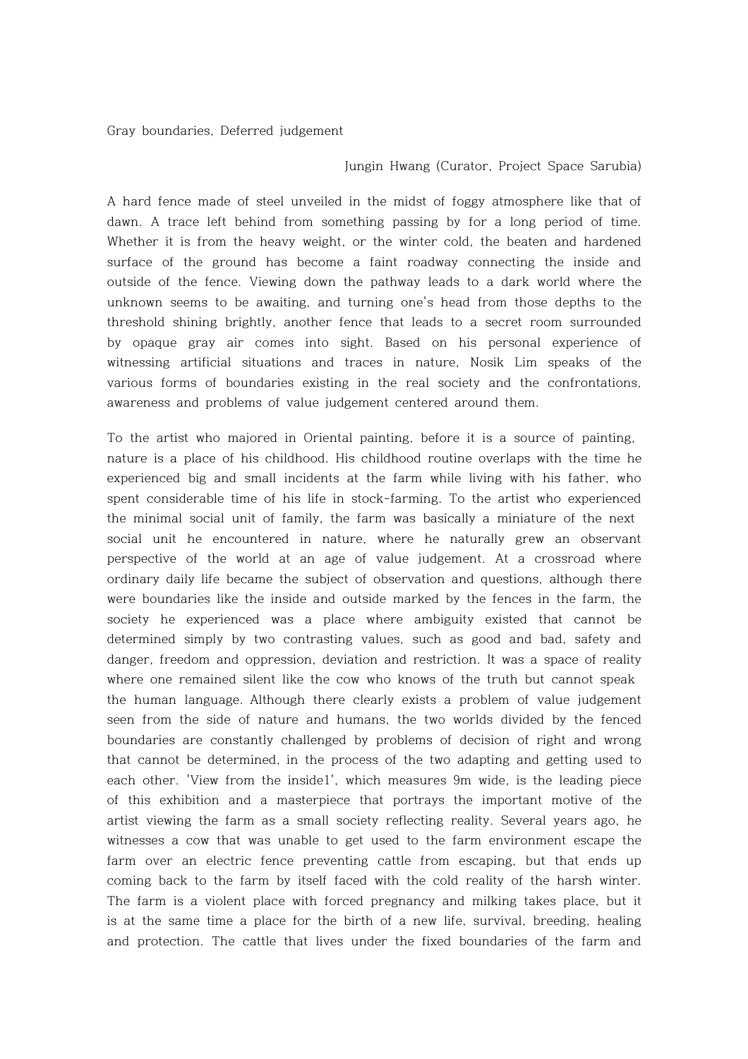Gray boundaries, Deferred judgement

Jungin Hwang (Curator, Project Space Sarubia)

A hard fence made of steel unveiled in the midst of foggy atmosphere like that of dawn. A trace left behind from something passing by for a long period of time. Whether it is from the heavy weight, or the winter cold, the beaten and hardened surface of the ground has become a faint roadway connecting the inside and outside of the fence. Viewing down the pathway leads to a dark world where the unknown seems to be awaiting, and turning one's head from those depths to the threshold shining brightly, another fence that leads to a secret room surrounded by opaque gray air comes into sight. Based on his personal experience of witnessing artificial situations and traces in nature, Nosik Lim speaks of the various forms of boundaries existing in the real society and the confrontations, awareness and problems of value judgement centered around them.

To the artist who majored in Oriental painting, before it is a source of painting, nature is a place of his childhood. His childhood routine overlaps with the time he experienced big and small incidents at the farm while living with his father, who spent considerable time of his life in stock-farming. To the artist who experienced the minimal social unit of family, the farm was basically a miniature of the next social unit he encountered in nature, where he naturally grew an observant perspective of the world at an age of value judgement. At a crossroad where ordinary daily life became the subject of observation and questions, although there were boundaries like the inside and outside marked by the fences in the farm, the society he experienced was a place where ambiguity existed that cannot be determined simply by two contrasting values, such as good and bad, safety and danger, freedom and oppression, deviation and restriction. It was a space of reality where one remained silent like the cow who knows of the truth but cannot speak the human language. Although there clearly exists a problem of value judgement seen from the side of nature and humans, the two worlds divided by the fenced boundaries are constantly challenged by problems of decision of right and wrong that cannot be determined, in the process of the two adapting and getting used to each other. 'View from the inside1', which measures 9m wide, is the leading piece of this exhibition and a masterpiece that portrays the important motive of the artist viewing the farm as a small society reflecting reality. Several years ago, he witnesses a cow that was unable to get used to the farm environment escape the farm over an electric fence preventing cattle from escaping, but that ends up coming back to the farm by itself faced with the cold reality of the harsh winter. The farm is a violent place with forced pregnancy and milking takes place, but it is at the same time a place for the birth of a new life, survival, breeding, healing and protection. The cattle that lives under the fixed boundaries of the farm and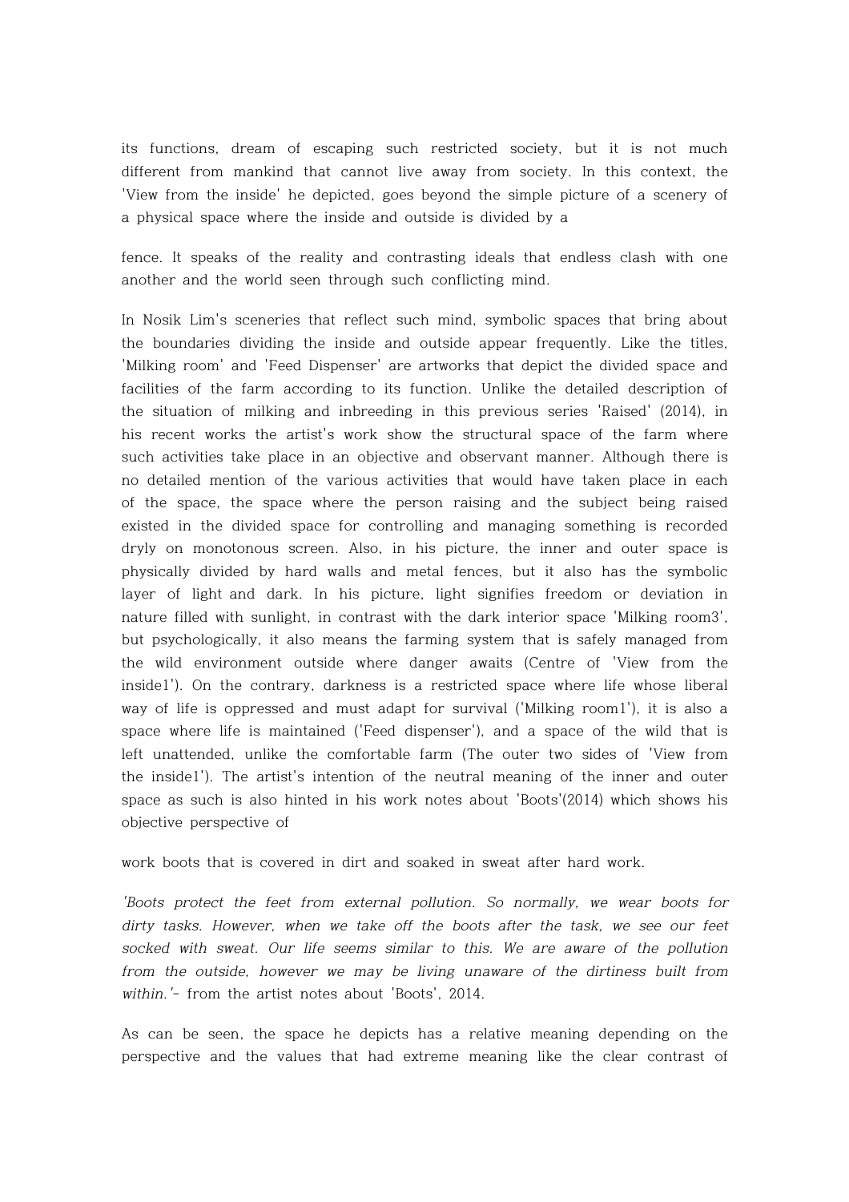its functions, dream of escaping such restricted society, but it is not much different from mankind that cannot live away from society. In this context, the 'View from the inside' he depicted, goes beyond the simple picture of a scenery of a physical space where the inside and outside is divided by a

fence. It speaks of the reality and contrasting ideals that endless clash with one another and the world seen through such conflicting mind.

In Nosik Lim's sceneries that reflect such mind, symbolic spaces that bring about the boundaries dividing the inside and outside appear frequently. Like the titles, 'Milking room' and 'Feed Dispenser' are artworks that depict the divided space and facilities of the farm according to its function. Unlike the detailed description of the situation of milking and inbreeding in this previous series 'Raised' (2014), in his recent works the artist's work show the structural space of the farm where such activities take place in an objective and observant manner. Although there is no detailed mention of the various activities that would have taken place in each of the space, the space where the person raising and the subject being raised existed in the divided space for controlling and managing something is recorded dryly on monotonous screen. Also, in his picture, the inner and outer space is physically divided by hard walls and metal fences, but it also has the symbolic layer of light and dark. In his picture, light signifies freedom or deviation in nature filled with sunlight, in contrast with the dark interior space 'Milking room3', but psychologically, it also means the farming system that is safely managed from the wild environment outside where danger awaits (Centre of 'View from the inside1'). On the contrary, darkness is a restricted space where life whose liberal way of life is oppressed and must adapt for survival ('Milking room1'), it is also a space where life is maintained ('Feed dispenser'), and a space of the wild that is left unattended, unlike the comfortable farm (The outer two sides of 'View from the inside1'). The artist's intention of the neutral meaning of the inner and outer space as such is also hinted in his work notes about 'Boots'(2014) which shows his objective perspective of

work boots that is covered in dirt and soaked in sweat after hard work.

*'Boots protect the feet from external pollution. So normally, we wear boots for dirty tasks. However, when we take off the boots after the task, we see our feet socked with sweat. Our life seems similar to this. We are aware of the pollution from the outside, however we may be living unaware of the dirtiness built from within.'*- from the artist notes about 'Boots', 2014.

As can be seen, the space he depicts has a relative meaning depending on the perspective and the values that had extreme meaning like the clear contrast of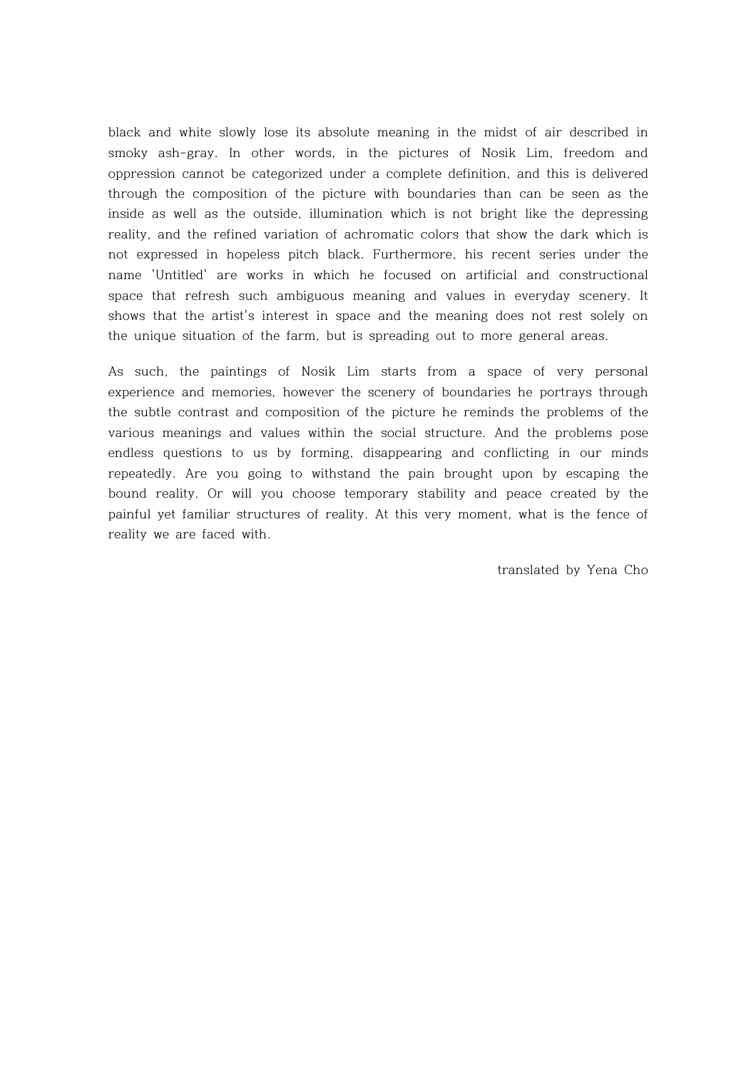black and white slowly lose its absolute meaning in the midst of air described in smoky ash-gray. In other words, in the pictures of Nosik Lim, freedom and oppression cannot be categorized under a complete definition, and this is delivered through the composition of the picture with boundaries than can be seen as the inside as well as the outside, illumination which is not bright like the depressing reality, and the refined variation of achromatic colors that show the dark which is not expressed in hopeless pitch black. Furthermore, his recent series under the name 'Untitled' are works in which he focused on artificial and constructional space that refresh such ambiguous meaning and values in everyday scenery. It shows that the artist's interest in space and the meaning does not rest solely on the unique situation of the farm, but is spreading out to more general areas.

As such, the paintings of Nosik Lim starts from a space of very personal experience and memories, however the scenery of boundaries he portrays through the subtle contrast and composition of the picture he reminds the problems of the various meanings and values within the social structure. And the problems pose endless questions to us by forming, disappearing and conflicting in our minds repeatedly. Are you going to withstand the pain brought upon by escaping the bound reality. Or will you choose temporary stability and peace created by the painful yet familiar structures of reality. At this very moment, what is the fence of reality we are faced with.

translated by Yena Cho